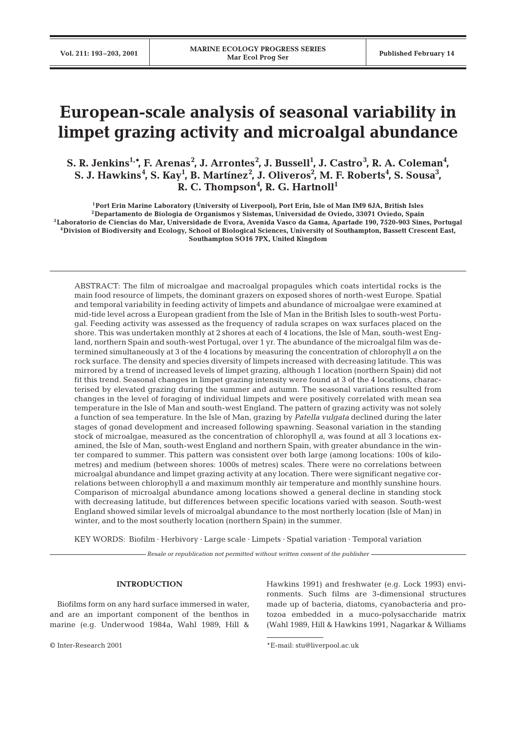# European-scale analysis of seasonal variability in limpet grazing activity and microalgal abundance

**S. R. Jenkins[1,*], F. Arenas[2], J. Arrontes[2], J. Bussell[1], J. Castro[3], R. A. Coleman[4], S. J. Hawkins[4], S. Kay[1], B. Martínez[2], J. Oliveros[2], M. F. Roberts[4], S. Sousa[3], R. C. Thompson[4], R. G. Hartnoll[1]**

[1]Port Erin Marine Laboratory (University of Liverpool), Port Erin, Isle of Man IM9 6JA, British Isles
[2]Departamento de Biologia de Organismos y Sistemas, Universidade de Oviedo, 33071 Oviedo, Spain
[3]Laboratorio de Ciencias do Mar, Universidade de Evora, Avenida Vasco da Gama, Apartade 190, 7520-903 Sines, Portugal
[4]Division of Biodiversity and Ecology, School of Biological Sciences, University of Southampton, Bassett Crescent East, Southampton SO16 7PX, United Kingdom

ABSTRACT: The film of microalgae and macroalgal propagules which coats intertidal rocks is the main food resource of limpets, the dominant grazers on exposed shores of north-west Europe. Spatial and temporal variability in feeding activity of limpets and abundance of microalgae were examined at mid-tide level across a European gradient from the Isle of Man in the British Isles to south-west Portugal. Feeding activity was assessed as the frequency of radula scrapes on wax surfaces placed on the shore. This was undertaken monthly at 2 shores at each of 4 locations, the Isle of Man, south-west England, northern Spain and south-west Portugal, over 1 yr. The abundance of the microalgal film was determined simultaneously at 3 of the 4 locations by measuring the concentration of chlorophyll *a* on the rock surface. The density and species diversity of limpets increased with decreasing latitude. This was mirrored by a trend of increased levels of limpet grazing, although 1 location (northern Spain) did not fit this trend. Seasonal changes in limpet grazing intensity were found at 3 of the 4 locations, characterised by elevated grazing during the summer and autumn. The seasonal variations resulted from changes in the level of foraging of individual limpets and were positively correlated with mean sea temperature in the Isle of Man and south-west England. The pattern of grazing activity was not solely a function of sea temperature. In the Isle of Man, grazing by *Patella vulgata* declined during the later stages of gonad development and increased following spawning. Seasonal variation in the standing stock of microalgae, measured as the concentration of chlorophyll *a*, was found at all 3 locations examined, the Isle of Man, south-west England and northern Spain, with greater abundance in the winter compared to summer. This pattern was consistent over both large (among locations: 100s of kilometres) and medium (between shores: 1000s of metres) scales. There were no correlations between microalgal abundance and limpet grazing activity at any location. There were significant negative correlations between chlorophyll *a* and maximum monthly air temperature and monthly sunshine hours. Comparison of microalgal abundance among locations showed a general decline in standing stock with decreasing latitude, but differences between specific locations varied with season. South-west England showed similar levels of microalgal abundance to the most northerly location (Isle of Man) in winter, and to the most southerly location (northern Spain) in the summer.

KEY WORDS: Biofilm · Herbivory · Large scale · Limpets · Spatial variation · Temporal variation

*Resale or republication not permitted without written consent of the publisher*

## INTRODUCTION

Biofilms form on any hard surface immersed in water, and are an important component of the benthos in marine (e.g. Underwood 1984a, Wahl 1989, Hill & Hawkins 1991) and freshwater (e.g. Lock 1993) environments. Such films are 3-dimensional structures made up of bacteria, diatoms, cyanobacteria and protozoa embedded in a muco-polysaccharide matrix (Wahl 1989, Hill & Hawkins 1991, Nagarkar & Williams

© Inter-Research 2001

*E-mail: stu@liverpool.ac.uk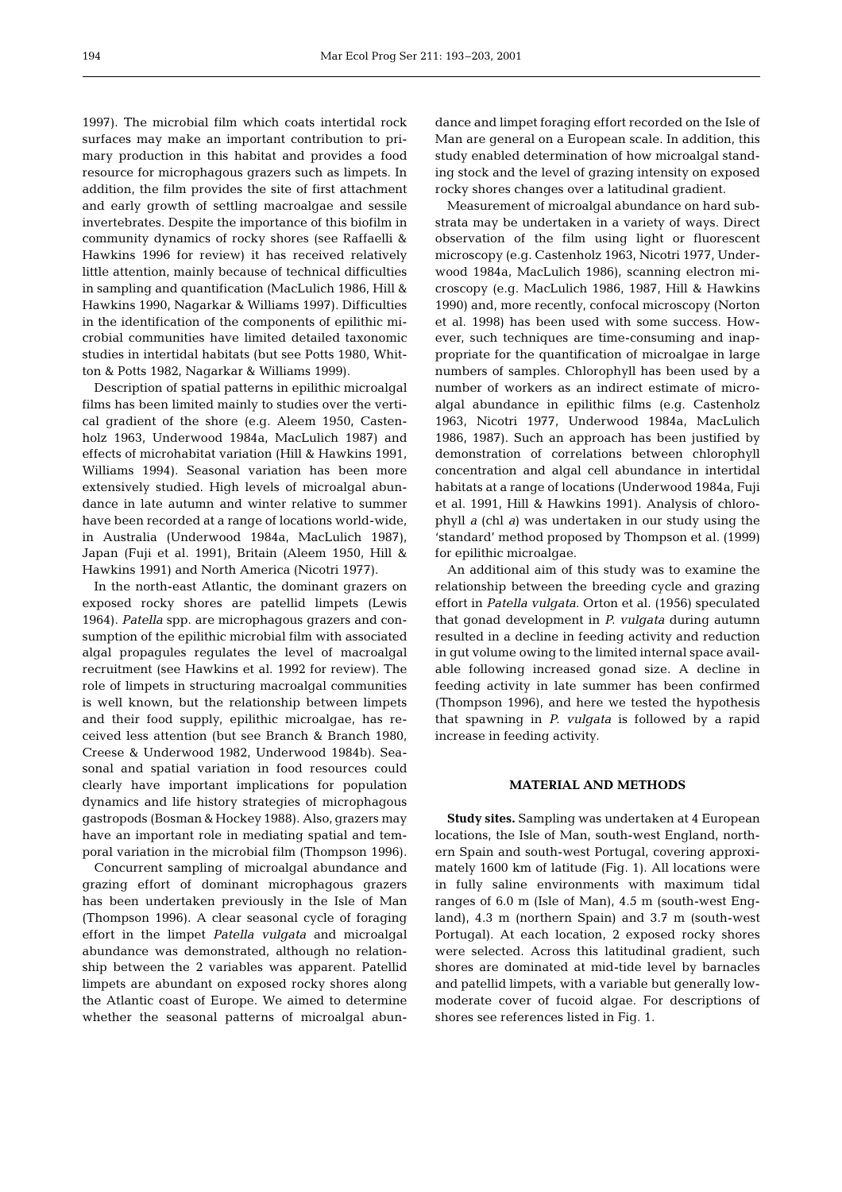1997). The microbial film which coats intertidal rock surfaces may make an important contribution to primary production in this habitat and provides a food resource for microphagous grazers such as limpets. In addition, the film provides the site of first attachment and early growth of settling macroalgae and sessile invertebrates. Despite the importance of this biofilm in community dynamics of rocky shores (see Raffaelli & Hawkins 1996 for review) it has received relatively little attention, mainly because of technical difficulties in sampling and quantification (MacLulich 1986, Hill & Hawkins 1990, Nagarkar & Williams 1997). Difficulties in the identification of the components of epilithic microbial communities have limited detailed taxonomic studies in intertidal habitats (but see Potts 1980, Whitton & Potts 1982, Nagarkar & Williams 1999).

Description of spatial patterns in epilithic microalgal films has been limited mainly to studies over the vertical gradient of the shore (e.g. Aleem 1950, Castenholz 1963, Underwood 1984a, MacLulich 1987) and effects of microhabitat variation (Hill & Hawkins 1991, Williams 1994). Seasonal variation has been more extensively studied. High levels of microalgal abundance in late autumn and winter relative to summer have been recorded at a range of locations world-wide, in Australia (Underwood 1984a, MacLulich 1987), Japan (Fuji et al. 1991), Britain (Aleem 1950, Hill & Hawkins 1991) and North America (Nicotri 1977).

In the north-east Atlantic, the dominant grazers on exposed rocky shores are patellid limpets (Lewis 1964). *Patella* spp. are microphagous grazers and consumption of the epilithic microbial film with associated algal propagules regulates the level of macroalgal recruitment (see Hawkins et al. 1992 for review). The role of limpets in structuring macroalgal communities is well known, but the relationship between limpets and their food supply, epilithic microalgae, has received less attention (but see Branch & Branch 1980, Creese & Underwood 1982, Underwood 1984b). Seasonal and spatial variation in food resources could clearly have important implications for population dynamics and life history strategies of microphagous gastropods (Bosman & Hockey 1988). Also, grazers may have an important role in mediating spatial and temporal variation in the microbial film (Thompson 1996).

Concurrent sampling of microalgal abundance and grazing effort of dominant microphagous grazers has been undertaken previously in the Isle of Man (Thompson 1996). A clear seasonal cycle of foraging effort in the limpet *Patella vulgata* and microalgal abundance was demonstrated, although no relationship between the 2 variables was apparent. Patellid limpets are abundant on exposed rocky shores along the Atlantic coast of Europe. We aimed to determine whether the seasonal patterns of microalgal abundance and limpet foraging effort recorded on the Isle of Man are general on a European scale. In addition, this study enabled determination of how microalgal standing stock and the level of grazing intensity on exposed rocky shores changes over a latitudinal gradient.

Measurement of microalgal abundance on hard substrata may be undertaken in a variety of ways. Direct observation of the film using light or fluorescent microscopy (e.g. Castenholz 1963, Nicotri 1977, Underwood 1984a, MacLulich 1986), scanning electron microscopy (e.g. MacLulich 1986, 1987, Hill & Hawkins 1990) and, more recently, confocal microscopy (Norton et al. 1998) has been used with some success. However, such techniques are time-consuming and inappropriate for the quantification of microalgae in large numbers of samples. Chlorophyll has been used by a number of workers as an indirect estimate of microalgal abundance in epilithic films (e.g. Castenholz 1963, Nicotri 1977, Underwood 1984a, MacLulich 1986, 1987). Such an approach has been justified by demonstration of correlations between chlorophyll concentration and algal cell abundance in intertidal habitats at a range of locations (Underwood 1984a, Fuji et al. 1991, Hill & Hawkins 1991). Analysis of chlorophyll *a* (chl *a*) was undertaken in our study using the 'standard' method proposed by Thompson et al. (1999) for epilithic microalgae.

An additional aim of this study was to examine the relationship between the breeding cycle and grazing effort in *Patella vulgata*. Orton et al. (1956) speculated that gonad development in *P. vulgata* during autumn resulted in a decline in feeding activity and reduction in gut volume owing to the limited internal space available following increased gonad size. A decline in feeding activity in late summer has been confirmed (Thompson 1996), and here we tested the hypothesis that spawning in *P. vulgata* is followed by a rapid increase in feeding activity.

## MATERIAL AND METHODS

**Study sites.** Sampling was undertaken at 4 European locations, the Isle of Man, south-west England, northern Spain and south-west Portugal, covering approximately 1600 km of latitude (Fig. 1). All locations were in fully saline environments with maximum tidal ranges of 6.0 m (Isle of Man), 4.5 m (south-west England), 4.3 m (northern Spain) and 3.7 m (south-west Portugal). At each location, 2 exposed rocky shores were selected. Across this latitudinal gradient, such shores are dominated at mid-tide level by barnacles and patellid limpets, with a variable but generally low-moderate cover of fucoid algae. For descriptions of shores see references listed in Fig. 1.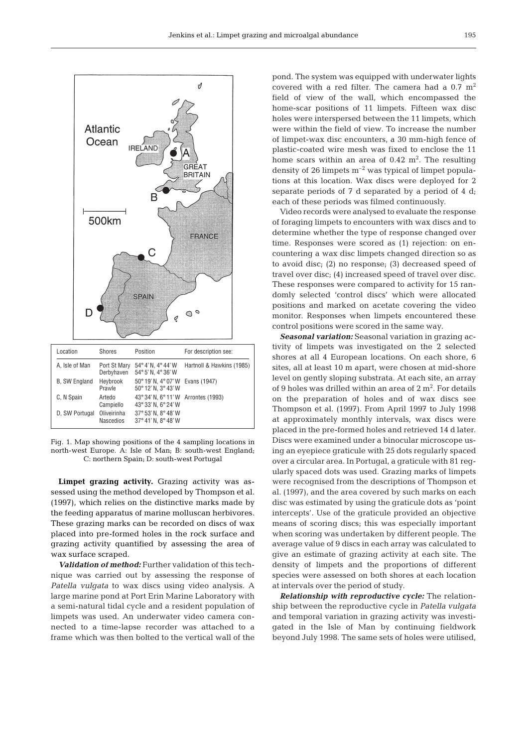| Location | Shores | Position | For description see: |
|---|---|---|---|
| A, Isle of Man | Port St Mary | 54° 4' N, 4° 44' W | Hartnoll & Hawkins (1985) |
| | Derbyhaven | 54° 5' N, 4° 36' W | |
| B, SW England | Heybrook | 50° 19' N, 4° 07' W | Evans (1947) |
| | Prawle | 50° 12' N, 3° 43' W | |
| C, N Spain | Artedo | 43° 34' N, 6° 11' W | Arrontes (1993) |
| | Campiello | 43° 33' N, 6° 24' W | |
| D, SW Portugal | Oliveirinha | 37° 53' N, 8° 48' W | |
| | Nascedios | 37° 41' N, 8° 48' W | |

Fig. 1. Map showing positions of the 4 sampling locations in north-west Europe. A: Isle of Man; B: south-west England; C: northern Spain; D: south-west Portugal

**Limpet grazing activity.** Grazing activity was assessed using the method developed by Thompson et al. (1997), which relies on the distinctive marks made by the feeding apparatus of marine molluscan herbivores. These grazing marks can be recorded on discs of wax placed into pre-formed holes in the rock surface and grazing activity quantified by assessing the area of wax surface scraped.

***Validation of method:*** Further validation of this technique was carried out by assessing the response of *Patella vulgata* to wax discs using video analysis. A large marine pond at Port Erin Marine Laboratory with a semi-natural tidal cycle and a resident population of limpets was used. An underwater video camera connected to a time-lapse recorder was attached to a frame which was then bolted to the vertical wall of the pond. The system was equipped with underwater lights covered with a red filter. The camera had a 0.7 $m^2$ field of view of the wall, which encompassed the home-scar positions of 11 limpets. Fifteen wax disc holes were interspersed between the 11 limpets, which were within the field of view. To increase the number of limpet-wax disc encounters, a 30 mm-high fence of plastic-coated wire mesh was fixed to enclose the 11 home scars within an area of 0.42 $m^2$. The resulting density of 26 limpets $m^{-2}$ was typical of limpet populations at this location. Wax discs were deployed for 2 separate periods of 7 d separated by a period of 4 d; each of these periods was filmed continuously.

Video records were analysed to evaluate the response of foraging limpets to encounters with wax discs and to determine whether the type of response changed over time. Responses were scored as (1) rejection: on encountering a wax disc limpets changed direction so as to avoid disc; (2) no response; (3) decreased speed of travel over disc; (4) increased speed of travel over disc. These responses were compared to activity for 15 randomly selected 'control discs' which were allocated positions and marked on acetate covering the video monitor. Responses when limpets encountered these control positions were scored in the same way.

***Seasonal variation:*** Seasonal variation in grazing activity of limpets was investigated on the 2 selected shores at all 4 European locations. On each shore, 6 sites, all at least 10 m apart, were chosen at mid-shore level on gently sloping substrata. At each site, an array of 9 holes was drilled within an area of 2 $m^2$. For details on the preparation of holes and of wax discs see Thompson et al. (1997). From April 1997 to July 1998 at approximately monthly intervals, wax discs were placed in the pre-formed holes and retrieved 14 d later. Discs were examined under a binocular microscope using an eyepiece graticule with 25 dots regularly spaced over a circular area. In Portugal, a graticule with 81 regularly spaced dots was used. Grazing marks of limpets were recognised from the descriptions of Thompson et al. (1997), and the area covered by such marks on each disc was estimated by using the graticule dots as 'point intercepts'. Use of the graticule provided an objective means of scoring discs; this was especially important when scoring was undertaken by different people. The average value of 9 discs in each array was calculated to give an estimate of grazing activity at each site. The density of limpets and the proportions of different species were assessed on both shores at each location at intervals over the period of study.

***Relationship with reproductive cycle:*** The relationship between the reproductive cycle in *Patella vulgata* and temporal variation in grazing activity was investigated in the Isle of Man by continuing fieldwork beyond July 1998. The same sets of holes were utilised,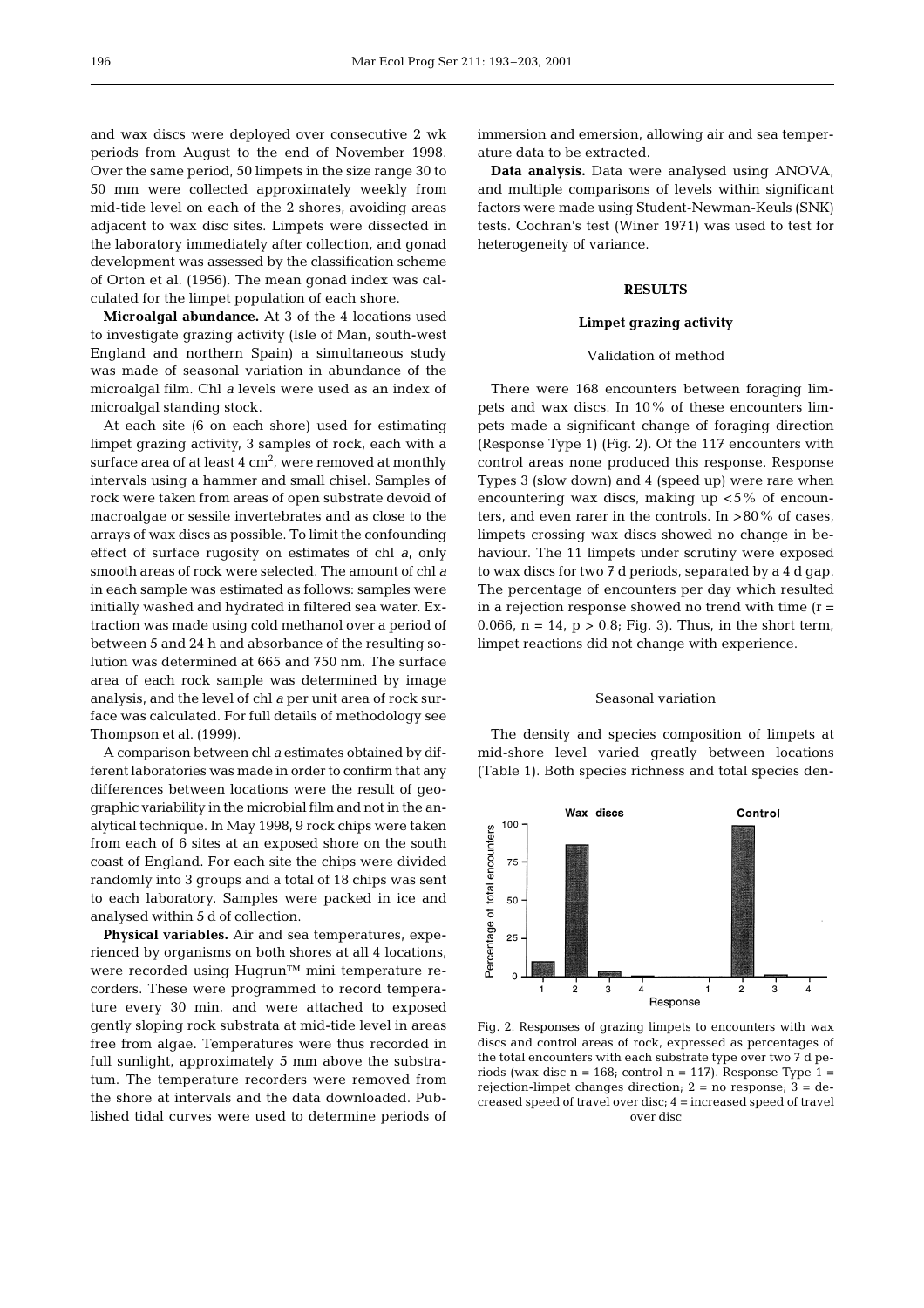and wax discs were deployed over consecutive 2 wk periods from August to the end of November 1998. Over the same period, 50 limpets in the size range 30 to 50 mm were collected approximately weekly from mid-tide level on each of the 2 shores, avoiding areas adjacent to wax disc sites. Limpets were dissected in the laboratory immediately after collection, and gonad development was assessed by the classification scheme of Orton et al. (1956). The mean gonad index was calculated for the limpet population of each shore.

**Microalgal abundance.** At 3 of the 4 locations used to investigate grazing activity (Isle of Man, south-west England and northern Spain) a simultaneous study was made of seasonal variation in abundance of the microalgal film. Chl *a* levels were used as an index of microalgal standing stock.

At each site (6 on each shore) used for estimating limpet grazing activity, 3 samples of rock, each with a surface area of at least 4 $cm^2$, were removed at monthly intervals using a hammer and small chisel. Samples of rock were taken from areas of open substrate devoid of macroalgae or sessile invertebrates and as close to the arrays of wax discs as possible. To limit the confounding effect of surface rugosity on estimates of chl *a*, only smooth areas of rock were selected. The amount of chl *a* in each sample was estimated as follows: samples were initially washed and hydrated in filtered sea water. Extraction was made using cold methanol over a period of between 5 and 24 h and absorbance of the resulting solution was determined at 665 and 750 nm. The surface area of each rock sample was determined by image analysis, and the level of chl *a* per unit area of rock surface was calculated. For full details of methodology see Thompson et al. (1999).

A comparison between chl *a* estimates obtained by different laboratories was made in order to confirm that any differences between locations were the result of geographic variability in the microbial film and not in the analytical technique. In May 1998, 9 rock chips were taken from each of 6 sites at an exposed shore on the south coast of England. For each site the chips were divided randomly into 3 groups and a total of 18 chips was sent to each laboratory. Samples were packed in ice and analysed within 5 d of collection.

**Physical variables.** Air and sea temperatures, experienced by organisms on both shores at all 4 locations, were recorded using Hugrun™ mini temperature recorders. These were programmed to record temperature every 30 min, and were attached to exposed gently sloping rock substrata at mid-tide level in areas free from algae. Temperatures were thus recorded in full sunlight, approximately 5 mm above the substratum. The temperature recorders were removed from the shore at intervals and the data downloaded. Published tidal curves were used to determine periods of immersion and emersion, allowing air and sea temperature data to be extracted.

**Data analysis.** Data were analysed using ANOVA, and multiple comparisons of levels within significant factors were made using Student-Newman-Keuls (SNK) tests. Cochran's test (Winer 1971) was used to test for heterogeneity of variance.

## RESULTS

### Limpet grazing activity

#### Validation of method

There were 168 encounters between foraging limpets and wax discs. In 10% of these encounters limpets made a significant change of foraging direction (Response Type 1) (Fig. 2). Of the 117 encounters with control areas none produced this response. Response Types 3 (slow down) and 4 (speed up) were rare when encountering wax discs, making up <5% of encounters, and even rarer in the controls. In >80% of cases, limpets crossing wax discs showed no change in behaviour. The 11 limpets under scrutiny were exposed to wax discs for two 7 d periods, separated by a 4 d gap. The percentage of encounters per day which resulted in a rejection response showed no trend with time ($r = 0.066$, $n = 14$, $p > 0.8$; Fig. 3). Thus, in the short term, limpet reactions did not change with experience.

#### Seasonal variation

The density and species composition of limpets at mid-shore level varied greatly between locations (Table 1). Both species richness and total species den-

Fig. 2. Responses of grazing limpets to encounters with wax discs and control areas of rock, expressed as percentages of the total encounters with each substrate type over two 7 d periods (wax disc n = 168; control n = 117). Response Type 1 = rejection-limpet changes direction; 2 = no response; 3 = decreased speed of travel over disc; 4 = increased speed of travel over disc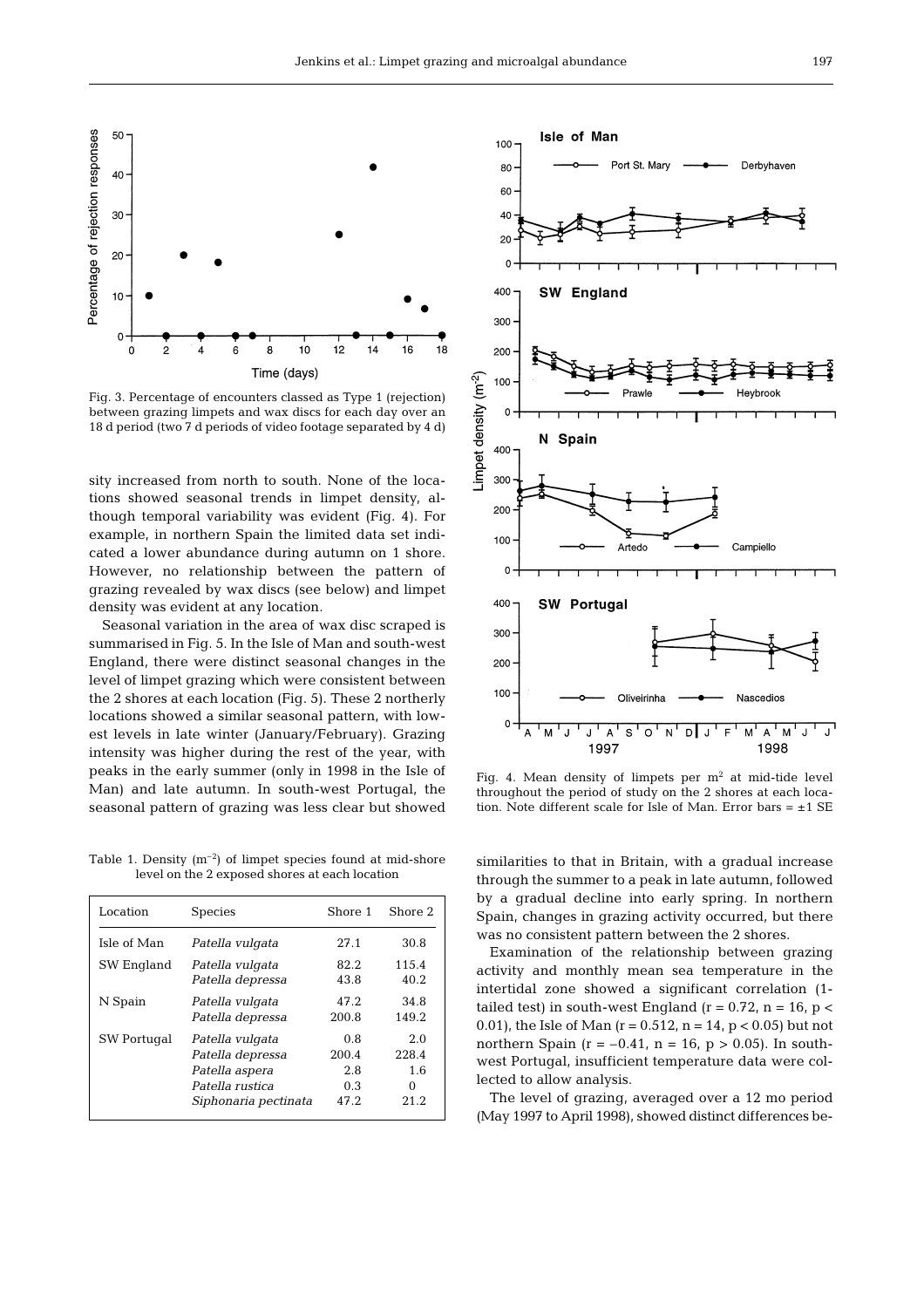Fig. 3. Percentage of encounters classed as Type 1 (rejection) between grazing limpets and wax discs for each day over an 18 d period (two 7 d periods of video footage separated by 4 d)

sity increased from north to south. None of the locations showed seasonal trends in limpet density, although temporal variability was evident (Fig. 4). For example, in northern Spain the limited data set indicated a lower abundance during autumn on 1 shore. However, no relationship between the pattern of grazing revealed by wax discs (see below) and limpet density was evident at any location.

Seasonal variation in the area of wax disc scraped is summarised in Fig. 5. In the Isle of Man and south-west England, there were distinct seasonal changes in the level of limpet grazing which were consistent between the 2 shores at each location (Fig. 5). These 2 northerly locations showed a similar seasonal pattern, with lowest levels in late winter (January/February). Grazing intensity was higher during the rest of the year, with peaks in the early summer (only in 1998 in the Isle of Man) and late autumn. In south-west Portugal, the seasonal pattern of grazing was less clear but showed similarities to that in Britain, with a gradual increase through the summer to a peak in late autumn, followed by a gradual decline into early spring. In northern Spain, changes in grazing activity occurred, but there was no consistent pattern between the 2 shores.

Table 1. Density ($m^{-2}$) of limpet species found at mid-shore level on the 2 exposed shores at each location

| Location | Species | Shore 1 | Shore 2 |
|---|---|---|---|
| Isle of Man | *Patella vulgata* | 27.1 | 30.8 |
| SW England | *Patella vulgata* | 82.2 | 115.4 |
| | *Patella depressa* | 43.8 | 40.2 |
| N Spain | *Patella vulgata* | 47.2 | 34.8 |
| | *Patella depressa* | 200.8 | 149.2 |
| SW Portugal | *Patella vulgata* | 0.8 | 2.0 |
| | *Patella depressa* | 200.4 | 228.4 |
| | *Patella aspera* | 2.8 | 1.6 |
| | *Patella rustica* | 0.3 | 0 |
| | *Siphonaria pectinata* | 47.2 | 21.2 |

Fig. 4. Mean density of limpets per $m^2$ at mid-tide level throughout the period of study on the 2 shores at each location. Note different scale for Isle of Man. Error bars = ±1 SE

Examination of the relationship between grazing activity and monthly mean sea temperature in the intertidal zone showed a significant correlation (1-tailed test) in south-west England ($r = 0.72$, $n = 16$, $p < 0.01$), the Isle of Man ($r = 0.512$, $n = 14$, $p < 0.05$) but not northern Spain ($r = -0.41$, $n = 16$, $p > 0.05$). In south-west Portugal, insufficient temperature data were collected to allow analysis.

The level of grazing, averaged over a 12 mo period (May 1997 to April 1998), showed distinct differences be-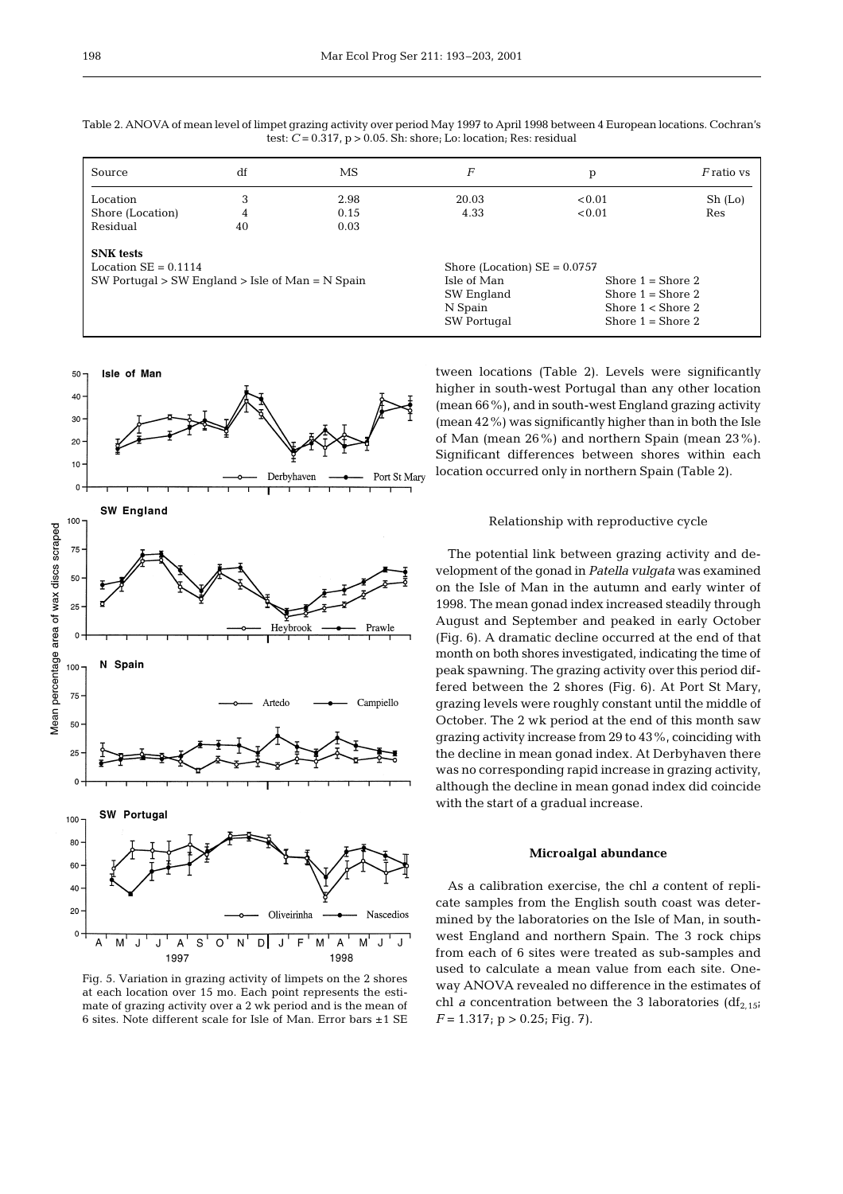Table 2. ANOVA of mean level of limpet grazing activity over period May 1997 to April 1998 between 4 European locations. Cochran's test: $C = 0.317$, $p > 0.05$. Sh: shore; Lo: location; Res: residual

| Source | df | MS | $F$ | p | $F$ ratio vs |
|---|---|---|---|---|---|
| Location | 3 | 2.98 | 20.03 | <0.01 | Sh (Lo) |
| Shore (Location) | 4 | 0.15 | 4.33 | <0.01 | Res |
| Residual | 40 | 0.03 | | | |

**SNK tests**

Location SE = 0.1114

SW Portugal > SW England > Isle of Man = N Spain

Shore (Location) SE = 0.0757

| | |
|---|---|
| Isle of Man | Shore 1 = Shore 2 |
| SW England | Shore 1 = Shore 2 |
| N Spain | Shore 1 < Shore 2 |
| SW Portugal | Shore 1 = Shore 2 |

Fig. 5. Variation in grazing activity of limpets on the 2 shores at each location over 15 mo. Each point represents the estimate of grazing activity over a 2 wk period and is the mean of 6 sites. Note different scale for Isle of Man. Error bars ±1 SE

tween locations (Table 2). Levels were significantly higher in south-west Portugal than any other location (mean 66%), and in south-west England grazing activity (mean 42%) was significantly higher than in both the Isle of Man (mean 26%) and northern Spain (mean 23%). Significant differences between shores within each location occurred only in northern Spain (Table 2).

### Relationship with reproductive cycle

The potential link between grazing activity and development of the gonad in *Patella vulgata* was examined on the Isle of Man in the autumn and early winter of 1998. The mean gonad index increased steadily through August and September and peaked in early October (Fig. 6). A dramatic decline occurred at the end of that month on both shores investigated, indicating the time of peak spawning. The grazing activity over this period differed between the 2 shores (Fig. 6). At Port St Mary, grazing levels were roughly constant until the middle of October. The 2 wk period at the end of this month saw grazing activity increase from 29 to 43%, coinciding with the decline in mean gonad index. At Derbyhaven there was no corresponding rapid increase in grazing activity, although the decline in mean gonad index did coincide with the start of a gradual increase.

### Microalgal abundance

As a calibration exercise, the chl *a* content of replicate samples from the English south coast was determined by the laboratories on the Isle of Man, in south-west England and northern Spain. The 3 rock chips from each of 6 sites were treated as sub-samples and used to calculate a mean value from each site. One-way ANOVA revealed no difference in the estimates of chl *a* concentration between the 3 laboratories ($df_{2,15}$; $F = 1.317$; $p > 0.25$; Fig. 7).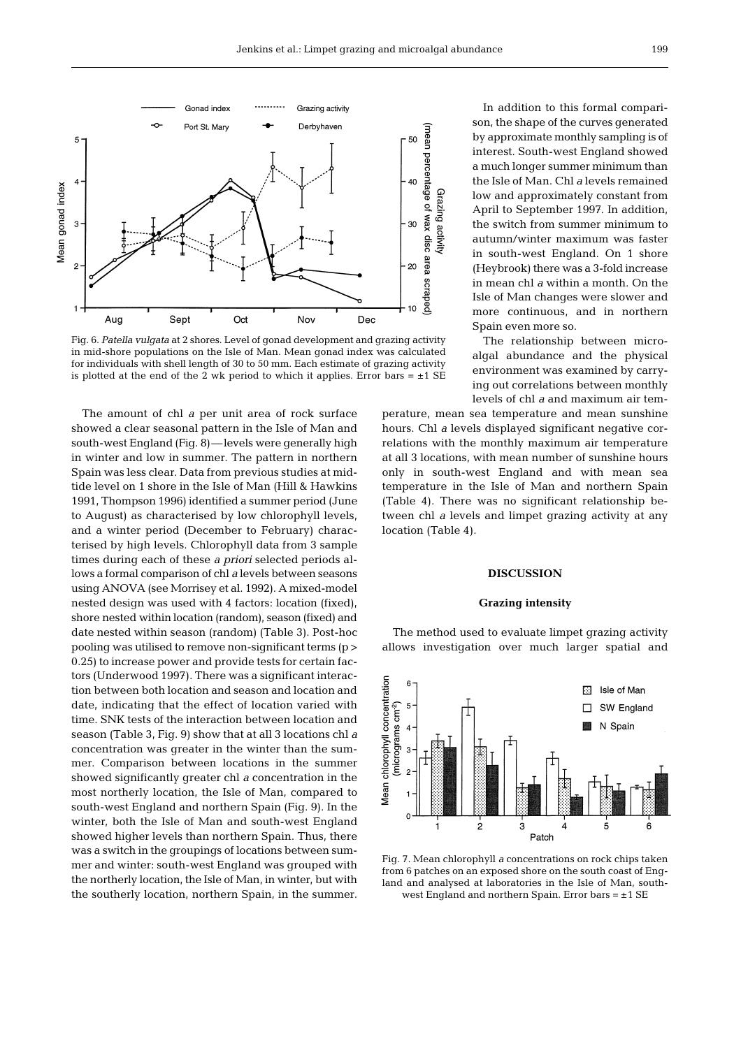Fig. 6. *Patella vulgata* at 2 shores. Level of gonad development and grazing activity in mid-shore populations on the Isle of Man. Mean gonad index was calculated for individuals with shell length of 30 to 50 mm. Each estimate of grazing activity is plotted at the end of the 2 wk period to which it applies. Error bars = ±1 SE

The amount of chl *a* per unit area of rock surface showed a clear seasonal pattern in the Isle of Man and south-west England (Fig. 8)—levels were generally high in winter and low in summer. The pattern in northern Spain was less clear. Data from previous studies at mid-tide level on 1 shore in the Isle of Man (Hill & Hawkins 1991, Thompson 1996) identified a summer period (June to August) as characterised by low chlorophyll levels, and a winter period (December to February) characterised by high levels. Chlorophyll data from 3 sample times during each of these *a priori* selected periods allows a formal comparison of chl *a* levels between seasons using ANOVA (see Morrisey et al. 1992). A mixed-model nested design was used with 4 factors: location (fixed), shore nested within location (random), season (fixed) and date nested within season (random) (Table 3). Post-hoc pooling was utilised to remove non-significant terms ($p > 0.25$) to increase power and provide tests for certain factors (Underwood 1997). There was a significant interaction between both location and season and location and date, indicating that the effect of location varied with time. SNK tests of the interaction between location and season (Table 3, Fig. 9) show that at all 3 locations chl *a* concentration was greater in the winter than the summer. Comparison between locations in the summer showed significantly greater chl *a* concentration in the most northerly location, the Isle of Man, compared to south-west England and northern Spain (Fig. 9). In the winter, both the Isle of Man and south-west England showed higher levels than northern Spain. Thus, there was a switch in the groupings of locations between summer and winter: south-west England was grouped with the northerly location, the Isle of Man, in winter, but with the southerly location, northern Spain, in the summer.

In addition to this formal comparison, the shape of the curves generated by approximate monthly sampling is of interest. South-west England showed a much longer summer minimum than the Isle of Man. Chl *a* levels remained low and approximately constant from April to September 1997. In addition, the switch from summer minimum to autumn/winter maximum was faster in south-west England. On 1 shore (Heybrook) there was a 3-fold increase in mean chl *a* within a month. On the Isle of Man changes were slower and more continuous, and in northern Spain even more so.

The relationship between microalgal abundance and the physical environment was examined by carrying out correlations between monthly levels of chl *a* and maximum air temperature, mean sea temperature and mean sunshine hours. Chl *a* levels displayed significant negative correlations with the monthly maximum air temperature at all 3 locations, with mean number of sunshine hours only in south-west England and with mean sea temperature in the Isle of Man and northern Spain (Table 4). There was no significant relationship between chl *a* levels and limpet grazing activity at any location (Table 4).

## DISCUSSION

### Grazing intensity

The method used to evaluate limpet grazing activity allows investigation over much larger spatial and

Fig. 7. Mean chlorophyll *a* concentrations on rock chips taken from 6 patches on an exposed shore on the south coast of England and analysed at laboratories in the Isle of Man, south-west England and northern Spain. Error bars = ±1 SE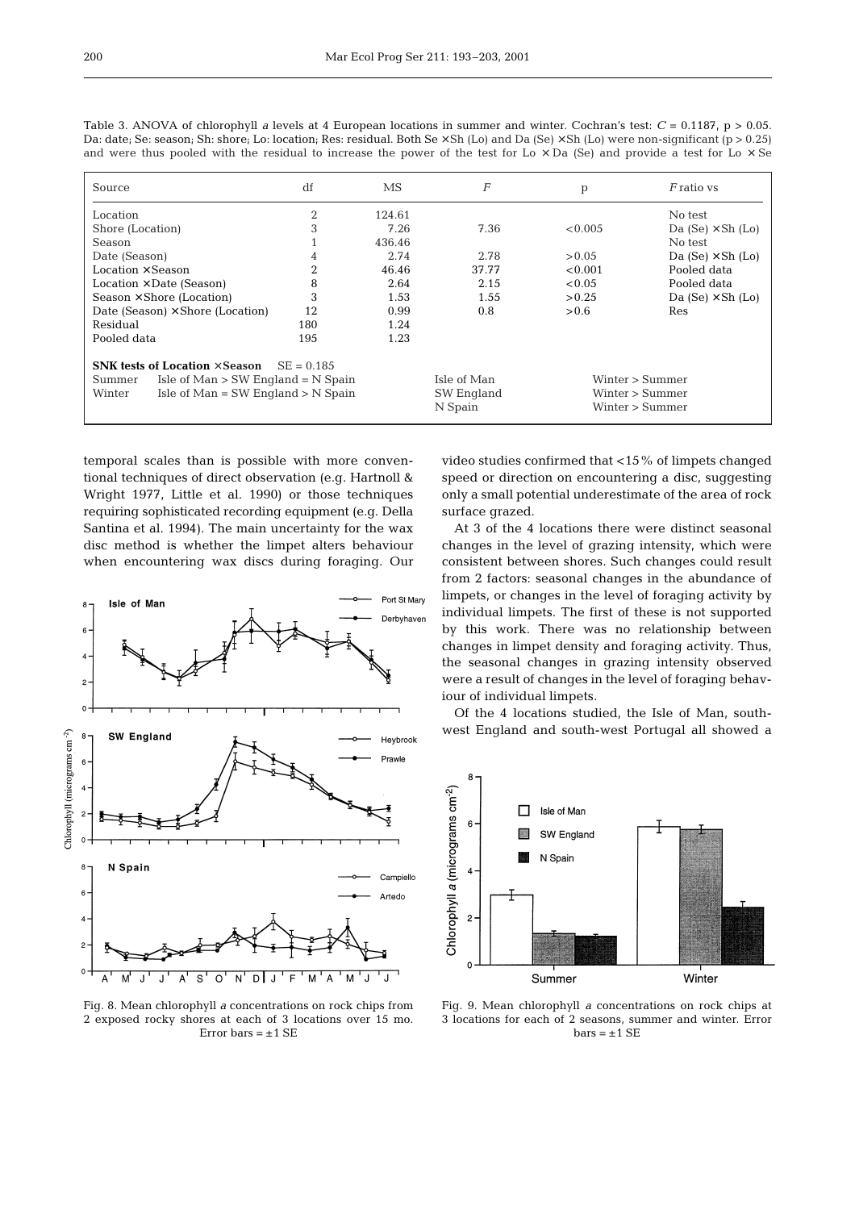Table 3. ANOVA of chlorophyll *a* levels at 4 European locations in summer and winter. Cochran's test: $C = 0.1187$, $p > 0.05$. Da: date; Se: season; Sh: shore; Lo: location; Res: residual. Both Se × Sh (Lo) and Da (Se) × Sh (Lo) were non-significant ($p > 0.25$) and were thus pooled with the residual to increase the power of the test for Lo × Da (Se) and provide a test for Lo × Se

| Source | df | MS | $F$ | p | $F$ ratio vs |
|---|---|---|---|---|---|
| Location | 2 | 124.61 | | | No test |
| Shore (Location) | 3 | 7.26 | 7.36 | <0.005 | Da (Se) × Sh (Lo) |
| Season | 1 | 436.46 | | | No test |
| Date (Season) | 4 | 2.74 | 2.78 | >0.05 | Da (Se) × Sh (Lo) |
| Location × Season | 2 | 46.46 | 37.77 | <0.001 | Pooled data |
| Location × Date (Season) | 8 | 2.64 | 2.15 | <0.05 | Pooled data |
| Season × Shore (Location) | 3 | 1.53 | 1.55 | >0.25 | Da (Se) × Sh (Lo) |
| Date (Season) × Shore (Location) | 12 | 0.99 | 0.8 | >0.6 | Res |
| Residual | 180 | 1.24 | | | |
| Pooled data | 195 | 1.23 | | | |

**SNK tests of Location × Season** SE = 0.185

| | | | |
|---|---|---|---|
| Summer | Isle of Man > SW England = N Spain | Isle of Man | Winter > Summer |
| Winter | Isle of Man = SW England > N Spain | SW England | Winter > Summer |
| | | N Spain | Winter > Summer |

temporal scales than is possible with more conventional techniques of direct observation (e.g. Hartnoll & Wright 1977, Little et al. 1990) or those techniques requiring sophisticated recording equipment (e.g. Della Santina et al. 1994). The main uncertainty for the wax disc method is whether the limpet alters behaviour when encountering wax discs during foraging. Our video studies confirmed that <15% of limpets changed speed or direction on encountering a disc, suggesting only a small potential underestimate of the area of rock surface grazed.

At 3 of the 4 locations there were distinct seasonal changes in the level of grazing intensity, which were consistent between shores. Such changes could result from 2 factors: seasonal changes in the abundance of limpets, or changes in the level of foraging activity by individual limpets. The first of these is not supported by this work. There was no relationship between changes in limpet density and foraging activity. Thus, the seasonal changes in grazing intensity observed were a result of changes in the level of foraging behaviour of individual limpets.

Of the 4 locations studied, the Isle of Man, south-west England and south-west Portugal all showed a

Fig. 8. Mean chlorophyll *a* concentrations on rock chips from 2 exposed rocky shores at each of 3 locations over 15 mo. Error bars = ±1 SE

Fig. 9. Mean chlorophyll *a* concentrations on rock chips at 3 locations for each of 2 seasons, summer and winter. Error bars = ±1 SE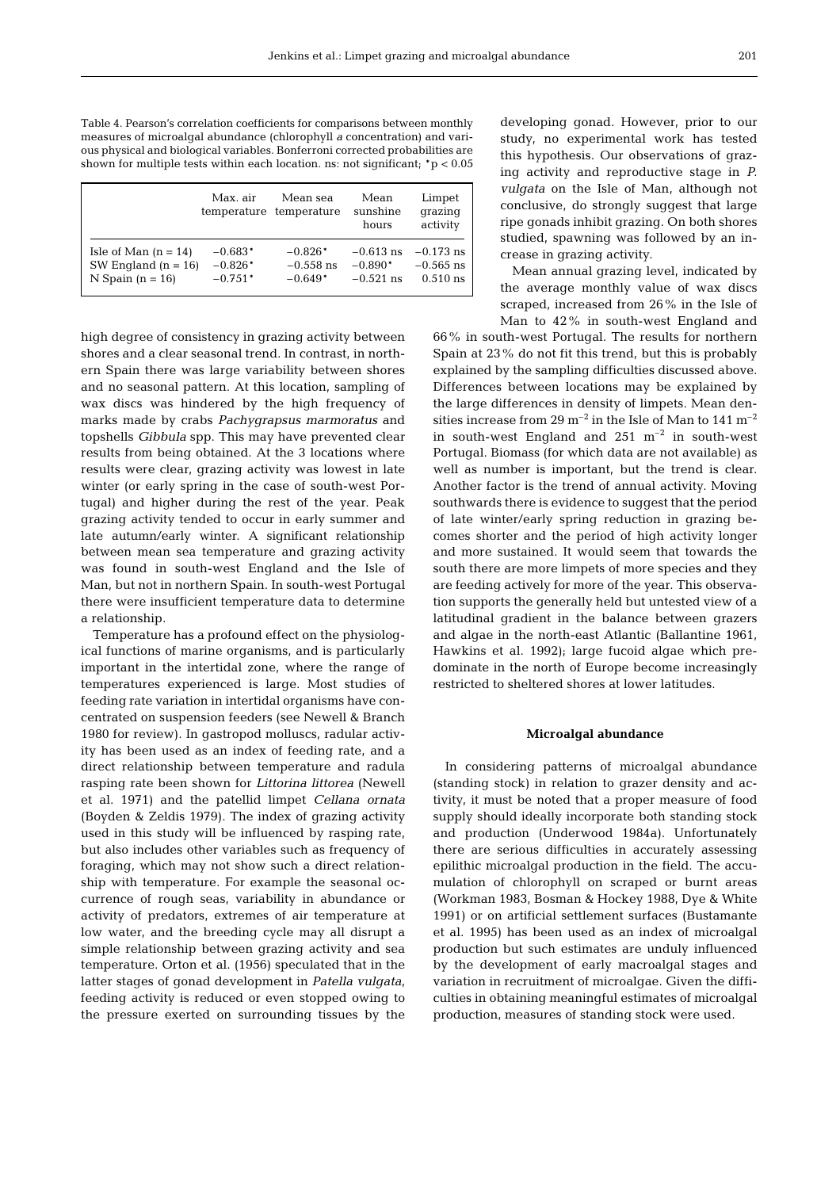Table 4. Pearson's correlation coefficients for comparisons between monthly measures of microalgal abundance (chlorophyll *a* concentration) and various physical and biological variables. Bonferroni corrected probabilities are shown for multiple tests within each location. ns: not significant; *p < 0.05

| | Max. air temperature | Mean sea temperature | Mean sunshine hours | Limpet grazing activity |
|---|---|---|---|---|
| Isle of Man (n = 14) | −0.683* | −0.826* | −0.613 ns | −0.173 ns |
| SW England (n = 16) | −0.826* | −0.558 ns | −0.890* | −0.565 ns |
| N Spain (n = 16) | −0.751* | −0.649* | −0.521 ns | 0.510 ns |

high degree of consistency in grazing activity between shores and a clear seasonal trend. In contrast, in northern Spain there was large variability between shores and no seasonal pattern. At this location, sampling of wax discs was hindered by the high frequency of marks made by crabs *Pachygrapsus marmoratus* and topshells *Gibbula* spp. This may have prevented clear results from being obtained. At the 3 locations where results were clear, grazing activity was lowest in late winter (or early spring in the case of south-west Portugal) and higher during the rest of the year. Peak grazing activity tended to occur in early summer and late autumn/early winter. A significant relationship between mean sea temperature and grazing activity was found in south-west England and the Isle of Man, but not in northern Spain. In south-west Portugal there were insufficient temperature data to determine a relationship.

Temperature has a profound effect on the physiological functions of marine organisms, and is particularly important in the intertidal zone, where the range of temperatures experienced is large. Most studies of feeding rate variation in intertidal organisms have concentrated on suspension feeders (see Newell & Branch 1980 for review). In gastropod molluscs, radular activity has been used as an index of feeding rate, and a direct relationship between temperature and radula rasping rate been shown for *Littorina littorea* (Newell et al. 1971) and the patellid limpet *Cellana ornata* (Boyden & Zeldis 1979). The index of grazing activity used in this study will be influenced by rasping rate, but also includes other variables such as frequency of foraging, which may not show such a direct relationship with temperature. For example the seasonal occurrence of rough seas, variability in abundance or activity of predators, extremes of air temperature at low water, and the breeding cycle may all disrupt a simple relationship between grazing activity and sea temperature. Orton et al. (1956) speculated that in the latter stages of gonad development in *Patella vulgata*, feeding activity is reduced or even stopped owing to the pressure exerted on surrounding tissues by the developing gonad. However, prior to our study, no experimental work has tested this hypothesis. Our observations of grazing activity and reproductive stage in *P. vulgata* on the Isle of Man, although not conclusive, do strongly suggest that large ripe gonads inhibit grazing. On both shores studied, spawning was followed by an increase in grazing activity.

Mean annual grazing level, indicated by the average monthly value of wax discs scraped, increased from 26% in the Isle of Man to 42% in south-west England and 66% in south-west Portugal. The results for northern Spain at 23% do not fit this trend, but this is probably explained by the sampling difficulties discussed above. Differences between locations may be explained by the large differences in density of limpets. Mean densities increase from 29 $m^{-2}$ in the Isle of Man to 141 $m^{-2}$ in south-west England and 251 $m^{-2}$ in south-west Portugal. Biomass (for which data are not available) as well as number is important, but the trend is clear. Another factor is the trend of annual activity. Moving southwards there is evidence to suggest that the period of late winter/early spring reduction in grazing becomes shorter and the period of high activity longer and more sustained. It would seem that towards the south there are more limpets of more species and they are feeding actively for more of the year. This observation supports the generally held but untested view of a latitudinal gradient in the balance between grazers and algae in the north-east Atlantic (Ballantine 1961, Hawkins et al. 1992); large fucoid algae which predominate in the north of Europe become increasingly restricted to sheltered shores at lower latitudes.

### Microalgal abundance

In considering patterns of microalgal abundance (standing stock) in relation to grazer density and activity, it must be noted that a proper measure of food supply should ideally incorporate both standing stock and production (Underwood 1984a). Unfortunately there are serious difficulties in accurately assessing epilithic microalgal production in the field. The accumulation of chlorophyll on scraped or burnt areas (Workman 1983, Bosman & Hockey 1988, Dye & White 1991) or on artificial settlement surfaces (Bustamante et al. 1995) has been used as an index of microalgal production but such estimates are unduly influenced by the development of early macroalgal stages and variation in recruitment of microalgae. Given the difficulties in obtaining meaningful estimates of microalgal production, measures of standing stock were used.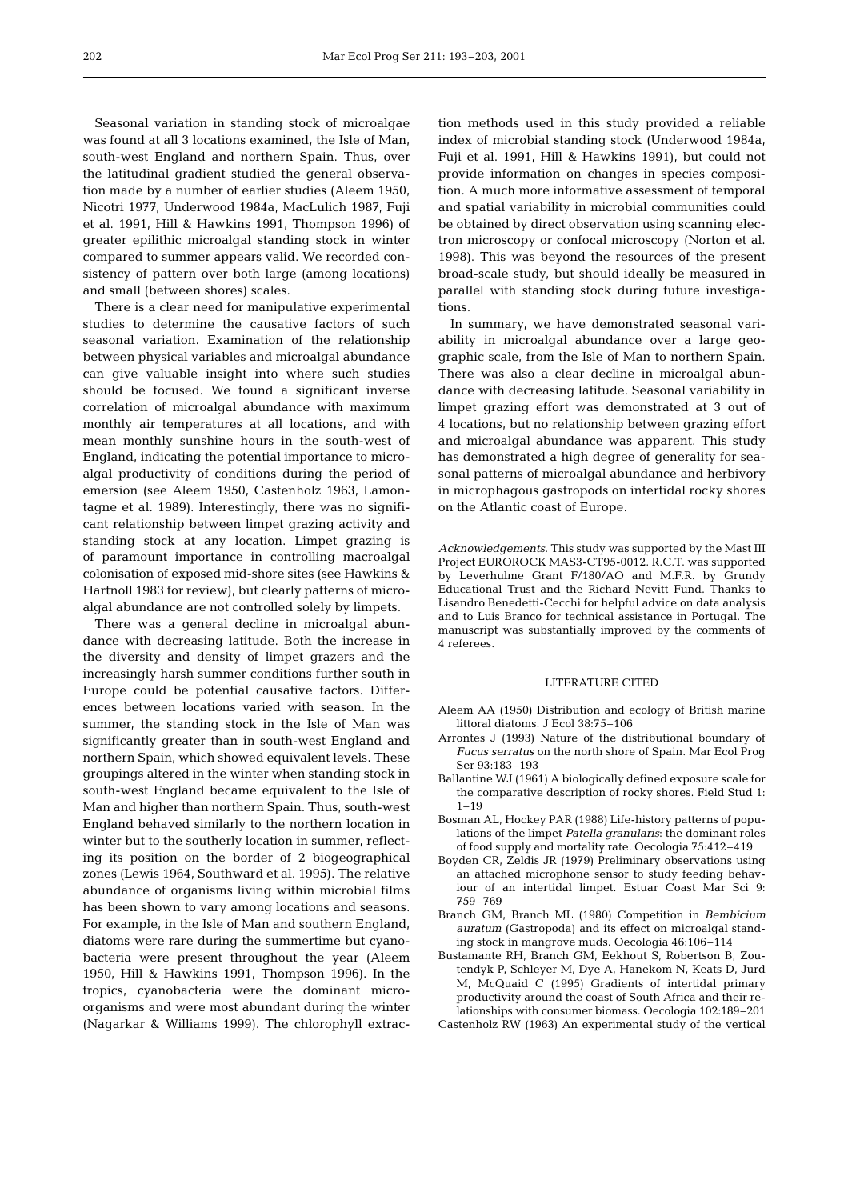Seasonal variation in standing stock of microalgae was found at all 3 locations examined, the Isle of Man, south-west England and northern Spain. Thus, over the latitudinal gradient studied the general observation made by a number of earlier studies (Aleem 1950, Nicotri 1977, Underwood 1984a, MacLulich 1987, Fuji et al. 1991, Hill & Hawkins 1991, Thompson 1996) of greater epilithic microalgal standing stock in winter compared to summer appears valid. We recorded consistency of pattern over both large (among locations) and small (between shores) scales.

There is a clear need for manipulative experimental studies to determine the causative factors of such seasonal variation. Examination of the relationship between physical variables and microalgal abundance can give valuable insight into where such studies should be focused. We found a significant inverse correlation of microalgal abundance with maximum monthly air temperatures at all locations, and with mean monthly sunshine hours in the south-west of England, indicating the potential importance to microalgal productivity of conditions during the period of emersion (see Aleem 1950, Castenholz 1963, Lamontagne et al. 1989). Interestingly, there was no significant relationship between limpet grazing activity and standing stock at any location. Limpet grazing is of paramount importance in controlling macroalgal colonisation of exposed mid-shore sites (see Hawkins & Hartnoll 1983 for review), but clearly patterns of microalgal abundance are not controlled solely by limpets.

There was a general decline in microalgal abundance with decreasing latitude. Both the increase in the diversity and density of limpet grazers and the increasingly harsh summer conditions further south in Europe could be potential causative factors. Differences between locations varied with season. In the summer, the standing stock in the Isle of Man was significantly greater than in south-west England and northern Spain, which showed equivalent levels. These groupings altered in the winter when standing stock in south-west England became equivalent to the Isle of Man and higher than northern Spain. Thus, south-west England behaved similarly to the northern location in winter but to the southerly location in summer, reflecting its position on the border of 2 biogeographical zones (Lewis 1964, Southward et al. 1995). The relative abundance of organisms living within microbial films has been shown to vary among locations and seasons. For example, in the Isle of Man and southern England, diatoms were rare during the summertime but cyanobacteria were present throughout the year (Aleem 1950, Hill & Hawkins 1991, Thompson 1996). In the tropics, cyanobacteria were the dominant microorganisms and were most abundant during the winter (Nagarkar & Williams 1999). The chlorophyll extraction methods used in this study provided a reliable index of microbial standing stock (Underwood 1984a, Fuji et al. 1991, Hill & Hawkins 1991), but could not provide information on changes in species composition. A much more informative assessment of temporal and spatial variability in microbial communities could be obtained by direct observation using scanning electron microscopy or confocal microscopy (Norton et al. 1998). This was beyond the resources of the present broad-scale study, but should ideally be measured in parallel with standing stock during future investigations.

In summary, we have demonstrated seasonal variability in microalgal abundance over a large geographic scale, from the Isle of Man to northern Spain. There was also a clear decline in microalgal abundance with decreasing latitude. Seasonal variability in limpet grazing effort was demonstrated at 3 out of 4 locations, but no relationship between grazing effort and microalgal abundance was apparent. This study has demonstrated a high degree of generality for seasonal patterns of microalgal abundance and herbivory in microphagous gastropods on intertidal rocky shores on the Atlantic coast of Europe.

*Acknowledgements.* This study was supported by the Mast III Project EUROROCK MAS3-CT95-0012. R.C.T. was supported by Leverhulme Grant F/180/AO and M.F.R. by Grundy Educational Trust and the Richard Nevitt Fund. Thanks to Lisandro Benedetti-Cecchi for helpful advice on data analysis and to Luis Branco for technical assistance in Portugal. The manuscript was substantially improved by the comments of 4 referees.

## LITERATURE CITED

- Aleem AA (1950) Distribution and ecology of British marine littoral diatoms. J Ecol 38:75–106
- Arrontes J (1993) Nature of the distributional boundary of *Fucus serratus* on the north shore of Spain. Mar Ecol Prog Ser 93:183–193
- Ballantine WJ (1961) A biologically defined exposure scale for the comparative description of rocky shores. Field Stud 1: 1–19
- Bosman AL, Hockey PAR (1988) Life-history patterns of populations of the limpet *Patella granularis*: the dominant roles of food supply and mortality rate. Oecologia 75:412–419
- Boyden CR, Zeldis JR (1979) Preliminary observations using an attached microphone sensor to study feeding behaviour of an intertidal limpet. Estuar Coast Mar Sci 9: 759–769
- Branch GM, Branch ML (1980) Competition in *Bembicium auratum* (Gastropoda) and its effect on microalgal standing stock in mangrove muds. Oecologia 46:106–114
- Bustamante RH, Branch GM, Eekhout S, Robertson B, Zoutendyk P, Schleyer M, Dye A, Hanekom N, Keats D, Jurd M, McQuaid C (1995) Gradients of intertidal primary productivity around the coast of South Africa and their relationships with consumer biomass. Oecologia 102:189–201
- Castenholz RW (1963) An experimental study of the vertical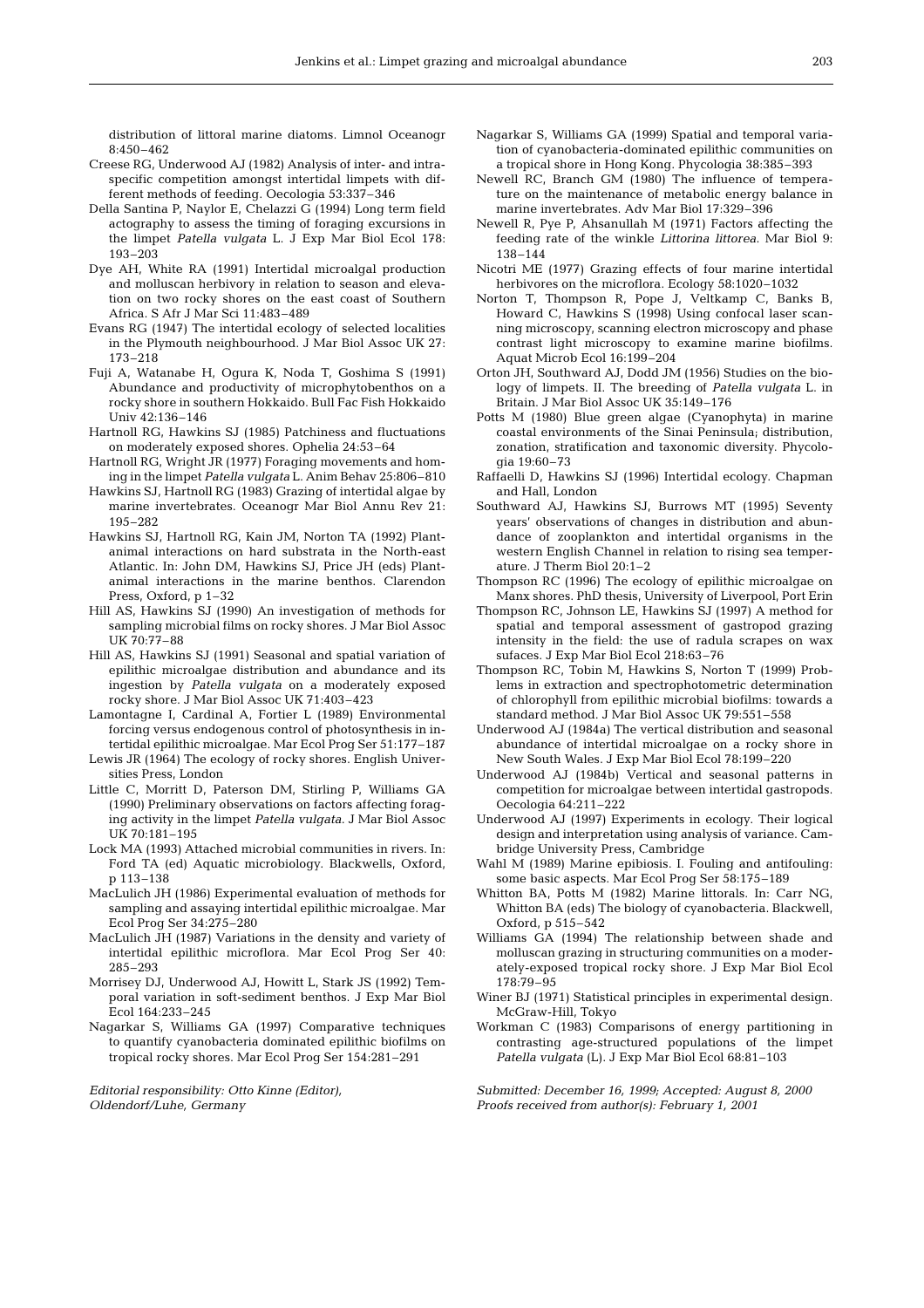distribution of littoral marine diatoms. Limnol Oceanogr 8:450–462

Creese RG, Underwood AJ (1982) Analysis of inter- and intraspecific competition amongst intertidal limpets with different methods of feeding. Oecologia 53:337–346

Della Santina P, Naylor E, Chelazzi G (1994) Long term field actography to assess the timing of foraging excursions in the limpet *Patella vulgata* L. J Exp Mar Biol Ecol 178: 193–203

Dye AH, White RA (1991) Intertidal microalgal production and molluscan herbivory in relation to season and elevation on two rocky shores on the east coast of Southern Africa. S Afr J Mar Sci 11:483–489

Evans RG (1947) The intertidal ecology of selected localities in the Plymouth neighbourhood. J Mar Biol Assoc UK 27: 173–218

Fuji A, Watanabe H, Ogura K, Noda T, Goshima S (1991) Abundance and productivity of microphytobenthos on a rocky shore in southern Hokkaido. Bull Fac Fish Hokkaido Univ 42:136–146

Hartnoll RG, Hawkins SJ (1985) Patchiness and fluctuations on moderately exposed shores. Ophelia 24:53–64

Hartnoll RG, Wright JR (1977) Foraging movements and homing in the limpet *Patella vulgata* L. Anim Behav 25:806–810

Hawkins SJ, Hartnoll RG (1983) Grazing of intertidal algae by marine invertebrates. Oceanogr Mar Biol Annu Rev 21: 195–282

Hawkins SJ, Hartnoll RG, Kain JM, Norton TA (1992) Plant-animal interactions on hard substrata in the North-east Atlantic. In: John DM, Hawkins SJ, Price JH (eds) Plant-animal interactions in the marine benthos. Clarendon Press, Oxford, p 1–32

Hill AS, Hawkins SJ (1990) An investigation of methods for sampling microbial films on rocky shores. J Mar Biol Assoc UK 70:77–88

Hill AS, Hawkins SJ (1991) Seasonal and spatial variation of epilithic microalgae distribution and abundance and its ingestion by *Patella vulgata* on a moderately exposed rocky shore. J Mar Biol Assoc UK 71:403–423

Lamontagne I, Cardinal A, Fortier L (1989) Environmental forcing versus endogenous control of photosynthesis in intertidal epilithic microalgae. Mar Ecol Prog Ser 51:177–187

Lewis JR (1964) The ecology of rocky shores. English Universities Press, London

Little C, Morritt D, Paterson DM, Stirling P, Williams GA (1990) Preliminary observations on factors affecting foraging activity in the limpet *Patella vulgata*. J Mar Biol Assoc UK 70:181–195

Lock MA (1993) Attached microbial communities in rivers. In: Ford TA (ed) Aquatic microbiology. Blackwells, Oxford, p 113–138

MacLulich JH (1986) Experimental evaluation of methods for sampling and assaying intertidal epilithic microalgae. Mar Ecol Prog Ser 34:275–280

MacLulich JH (1987) Variations in the density and variety of intertidal epilithic microflora. Mar Ecol Prog Ser 40: 285–293

Morrisey DJ, Underwood AJ, Howitt L, Stark JS (1992) Temporal variation in soft-sediment benthos. J Exp Mar Biol Ecol 164:233–245

Nagarkar S, Williams GA (1997) Comparative techniques to quantify cyanobacteria dominated epilithic biofilms on tropical rocky shores. Mar Ecol Prog Ser 154:281–291

Nagarkar S, Williams GA (1999) Spatial and temporal variation of cyanobacteria-dominated epilithic communities on a tropical shore in Hong Kong. Phycologia 38:385–393

Newell RC, Branch GM (1980) The influence of temperature on the maintenance of metabolic energy balance in marine invertebrates. Adv Mar Biol 17:329–396

Newell R, Pye P, Ahsanullah M (1971) Factors affecting the feeding rate of the winkle *Littorina littorea*. Mar Biol 9: 138–144

Nicotri ME (1977) Grazing effects of four marine intertidal herbivores on the microflora. Ecology 58:1020–1032

Norton T, Thompson R, Pope J, Veltkamp C, Banks B, Howard C, Hawkins S (1998) Using confocal laser scanning microscopy, scanning electron microscopy and phase contrast light microscopy to examine marine biofilms. Aquat Microb Ecol 16:199–204

Orton JH, Southward AJ, Dodd JM (1956) Studies on the biology of limpets. II. The breeding of *Patella vulgata* L. in Britain. J Mar Biol Assoc UK 35:149–176

Potts M (1980) Blue green algae (Cyanophyta) in marine coastal environments of the Sinai Peninsula; distribution, zonation, stratification and taxonomic diversity. Phycologia 19:60–73

Raffaelli D, Hawkins SJ (1996) Intertidal ecology. Chapman and Hall, London

Southward AJ, Hawkins SJ, Burrows MT (1995) Seventy years' observations of changes in distribution and abundance of zooplankton and intertidal organisms in the western English Channel in relation to rising sea temperature. J Therm Biol 20:1–2

Thompson RC (1996) The ecology of epilithic microalgae on Manx shores. PhD thesis, University of Liverpool, Port Erin

Thompson RC, Johnson LE, Hawkins SJ (1997) A method for spatial and temporal assessment of gastropod grazing intensity in the field: the use of radula scrapes on wax sufaces. J Exp Mar Biol Ecol 218:63–76

Thompson RC, Tobin M, Hawkins S, Norton T (1999) Problems in extraction and spectrophotometric determination of chlorophyll from epilithic microbial biofilms: towards a standard method. J Mar Biol Assoc UK 79:551–558

Underwood AJ (1984a) The vertical distribution and seasonal abundance of intertidal microalgae on a rocky shore in New South Wales. J Exp Mar Biol Ecol 78:199–220

Underwood AJ (1984b) Vertical and seasonal patterns in competition for microalgae between intertidal gastropods. Oecologia 64:211–222

Underwood AJ (1997) Experiments in ecology. Their logical design and interpretation using analysis of variance. Cambridge University Press, Cambridge

Wahl M (1989) Marine epibiosis. I. Fouling and antifouling: some basic aspects. Mar Ecol Prog Ser 58:175–189

Whitton BA, Potts M (1982) Marine littorals. In: Carr NG, Whitton BA (eds) The biology of cyanobacteria. Blackwell, Oxford, p 515–542

Williams GA (1994) The relationship between shade and molluscan grazing in structuring communities on a moderately-exposed tropical rocky shore. J Exp Mar Biol Ecol 178:79–95

Winer BJ (1971) Statistical principles in experimental design. McGraw-Hill, Tokyo

Workman C (1983) Comparisons of energy partitioning in contrasting age-structured populations of the limpet *Patella vulgata* (L). J Exp Mar Biol Ecol 68:81–103

*Editorial responsibility: Otto Kinne (Editor), Oldendorf/Luhe, Germany*

*Submitted: December 16, 1999; Accepted: August 8, 2000*
*Proofs received from author(s): February 1, 2001*